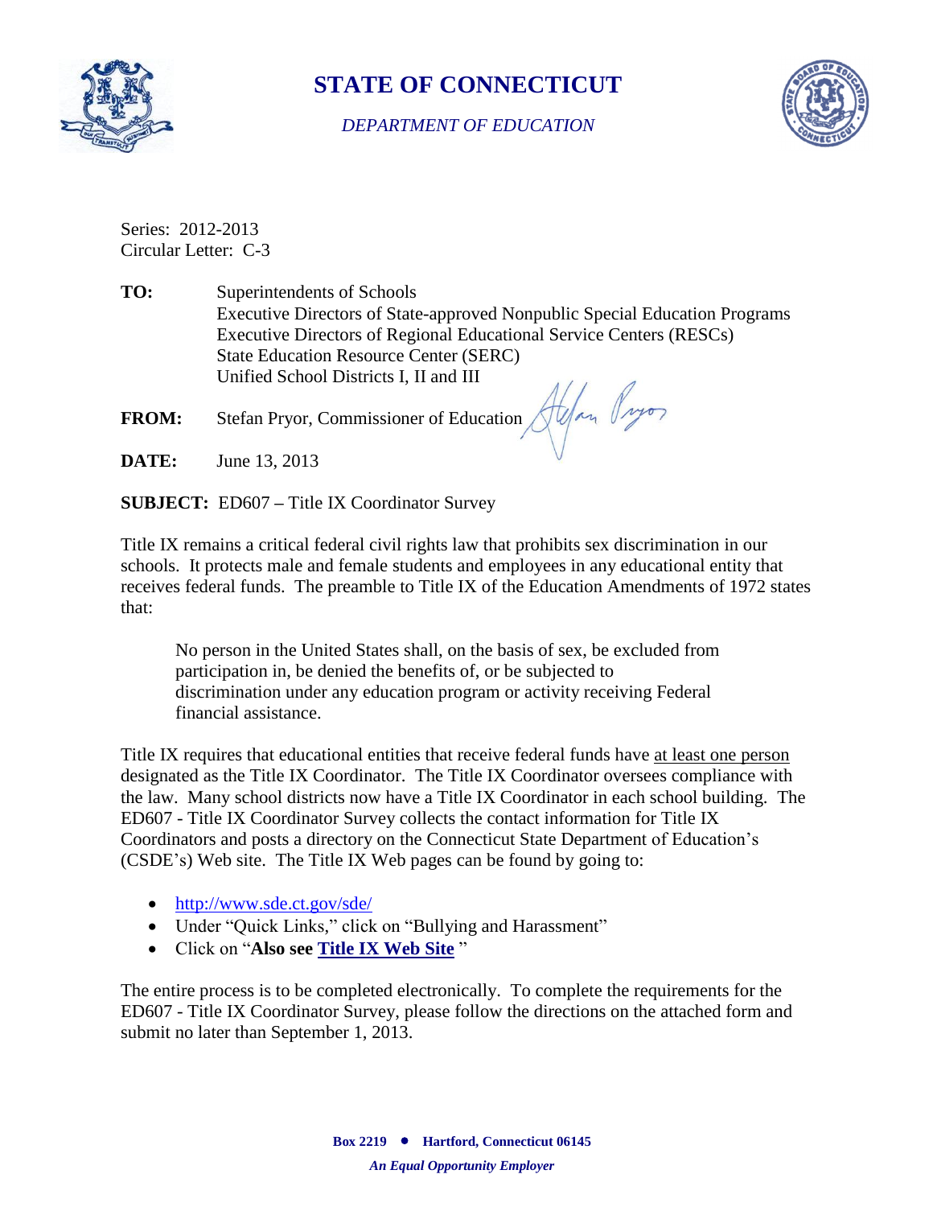# STATE OF CONNECTICUT

*DEPARTMENT OF EDUCATION*

Series: 2012-2013
Circular Letter: C-3

**TO:** Superintendents of Schools
Executive Directors of State-approved Nonpublic Special Education Programs
Executive Directors of Regional Educational Service Centers (RESCs)
State Education Resource Center (SERC)
Unified School Districts I, II and III

**FROM:** Stefan Pryor, Commissioner of Education

**DATE:** June 13, 2013

**SUBJECT:** ED607 – Title IX Coordinator Survey

Title IX remains a critical federal civil rights law that prohibits sex discrimination in our schools. It protects male and female students and employees in any educational entity that receives federal funds. The preamble to Title IX of the Education Amendments of 1972 states that:

> No person in the United States shall, on the basis of sex, be excluded from participation in, be denied the benefits of, or be subjected to discrimination under any education program or activity receiving Federal financial assistance.

Title IX requires that educational entities that receive federal funds have at least one person designated as the Title IX Coordinator. The Title IX Coordinator oversees compliance with the law. Many school districts now have a Title IX Coordinator in each school building. The ED607 - Title IX Coordinator Survey collects the contact information for Title IX Coordinators and posts a directory on the Connecticut State Department of Education's (CSDE's) Web site. The Title IX Web pages can be found by going to:

- http://www.sde.ct.gov/sde/
- Under "Quick Links," click on "Bullying and Harassment"
- Click on "**Also see Title IX Web Site** "

The entire process is to be completed electronically. To complete the requirements for the ED607 - Title IX Coordinator Survey, please follow the directions on the attached form and submit no later than September 1, 2013.

**Box 2219 • Hartford, Connecticut 06145**

***An Equal Opportunity Employer***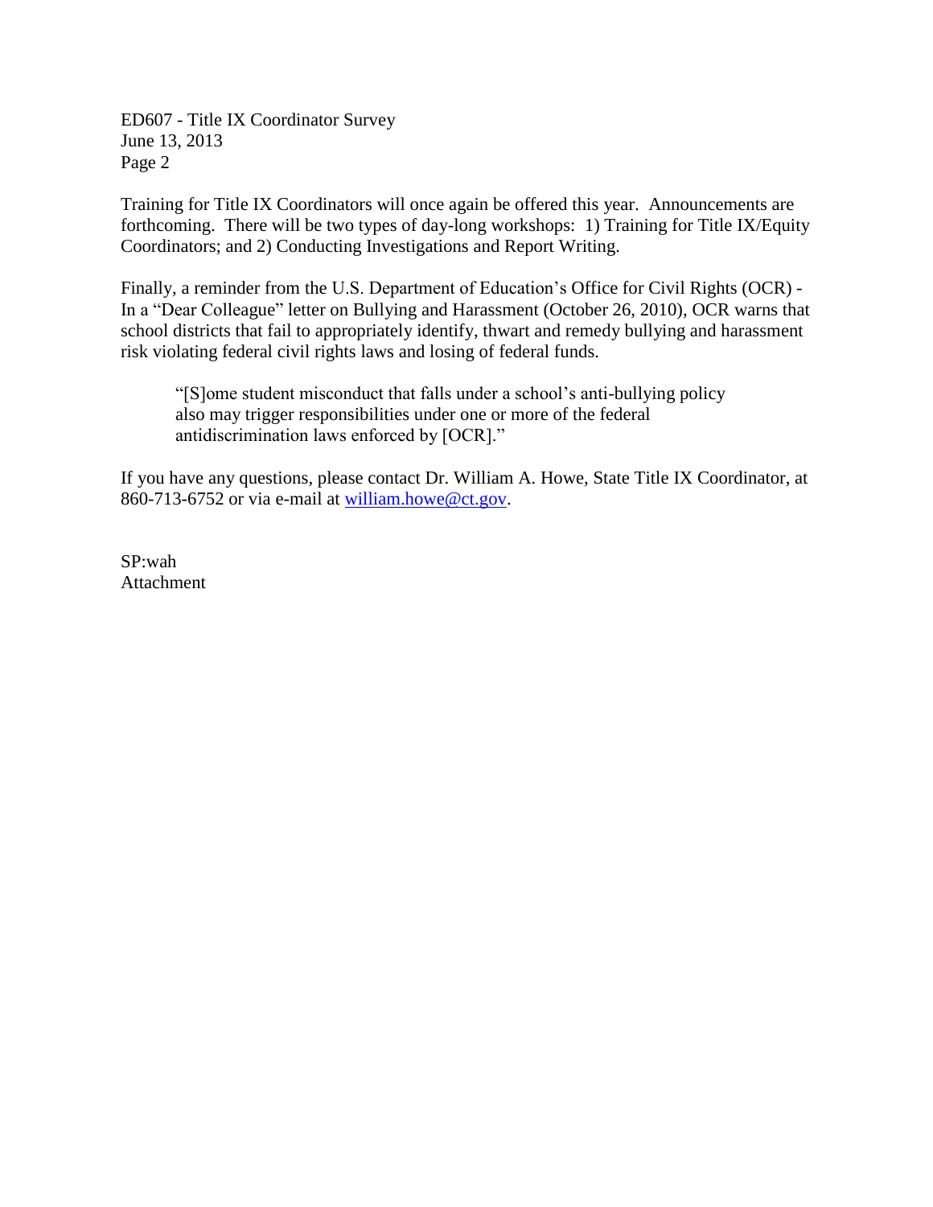Training for Title IX Coordinators will once again be offered this year. Announcements are forthcoming. There will be two types of day-long workshops: 1) Training for Title IX/Equity Coordinators; and 2) Conducting Investigations and Report Writing.

Finally, a reminder from the U.S. Department of Education's Office for Civil Rights (OCR) - In a "Dear Colleague" letter on Bullying and Harassment (October 26, 2010), OCR warns that school districts that fail to appropriately identify, thwart and remedy bullying and harassment risk violating federal civil rights laws and losing of federal funds.

> "[S]ome student misconduct that falls under a school's anti-bullying policy also may trigger responsibilities under one or more of the federal antidiscrimination laws enforced by [OCR]."

If you have any questions, please contact Dr. William A. Howe, State Title IX Coordinator, at 860-713-6752 or via e-mail at william.howe@ct.gov.

SP:wah
Attachment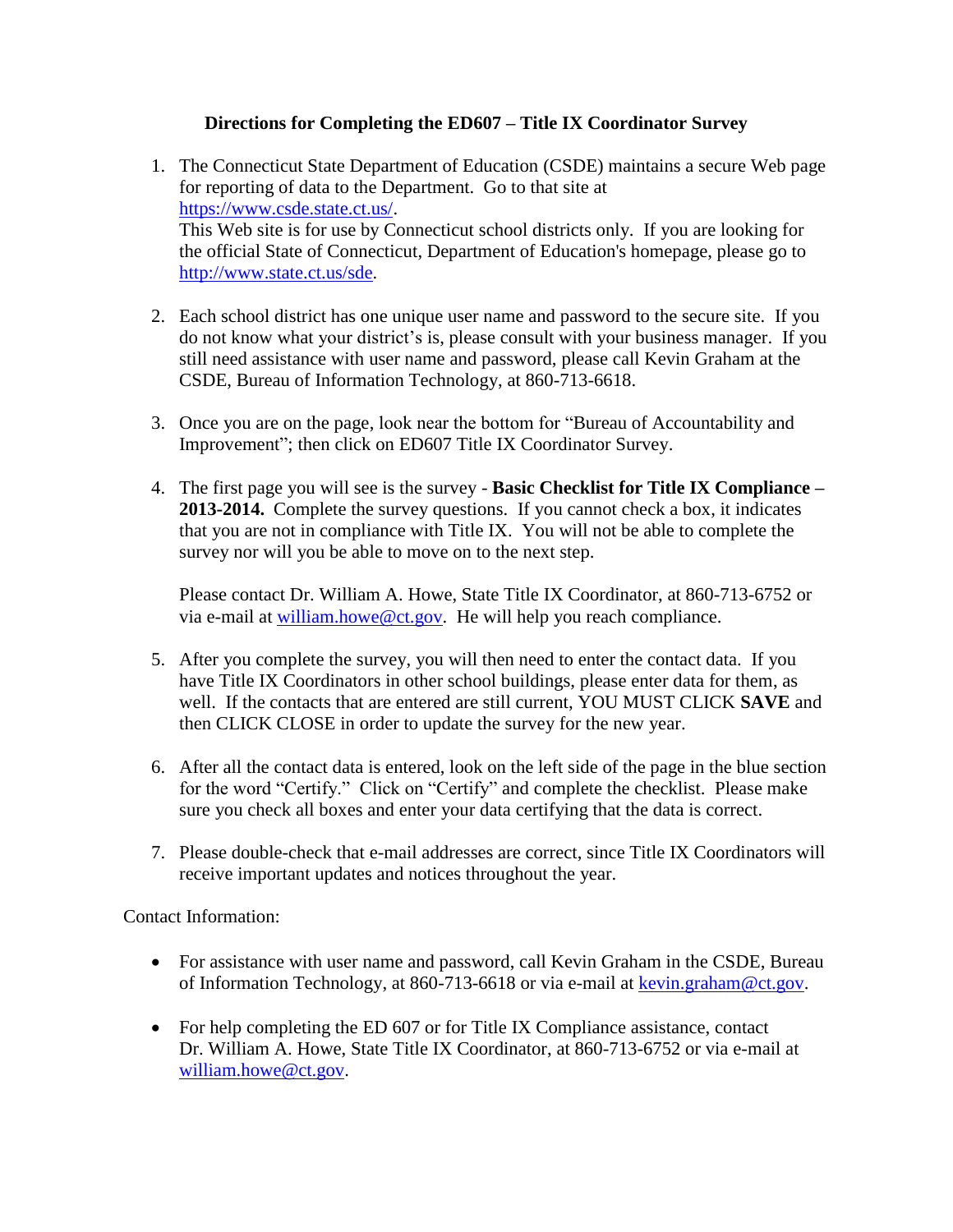# Directions for Completing the ED607 – Title IX Coordinator Survey

1. The Connecticut State Department of Education (CSDE) maintains a secure Web page for reporting of data to the Department. Go to that site at https://www.csde.state.ct.us/.
   This Web site is for use by Connecticut school districts only. If you are looking for the official State of Connecticut, Department of Education's homepage, please go to http://www.state.ct.us/sde.

2. Each school district has one unique user name and password to the secure site. If you do not know what your district's is, please consult with your business manager. If you still need assistance with user name and password, please call Kevin Graham at the CSDE, Bureau of Information Technology, at 860-713-6618.

3. Once you are on the page, look near the bottom for "Bureau of Accountability and Improvement"; then click on ED607 Title IX Coordinator Survey.

4. The first page you will see is the survey - **Basic Checklist for Title IX Compliance – 2013-2014.** Complete the survey questions. If you cannot check a box, it indicates that you are not in compliance with Title IX. You will not be able to complete the survey nor will you be able to move on to the next step.

   Please contact Dr. William A. Howe, State Title IX Coordinator, at 860-713-6752 or via e-mail at william.howe@ct.gov. He will help you reach compliance.

5. After you complete the survey, you will then need to enter the contact data. If you have Title IX Coordinators in other school buildings, please enter data for them, as well. If the contacts that are entered are still current, YOU MUST CLICK **SAVE** and then CLICK CLOSE in order to update the survey for the new year.

6. After all the contact data is entered, look on the left side of the page in the blue section for the word "Certify." Click on "Certify" and complete the checklist. Please make sure you check all boxes and enter your data certifying that the data is correct.

7. Please double-check that e-mail addresses are correct, since Title IX Coordinators will receive important updates and notices throughout the year.

Contact Information:

- For assistance with user name and password, call Kevin Graham in the CSDE, Bureau of Information Technology, at 860-713-6618 or via e-mail at kevin.graham@ct.gov.

- For help completing the ED 607 or for Title IX Compliance assistance, contact Dr. William A. Howe, State Title IX Coordinator, at 860-713-6752 or via e-mail at william.howe@ct.gov.